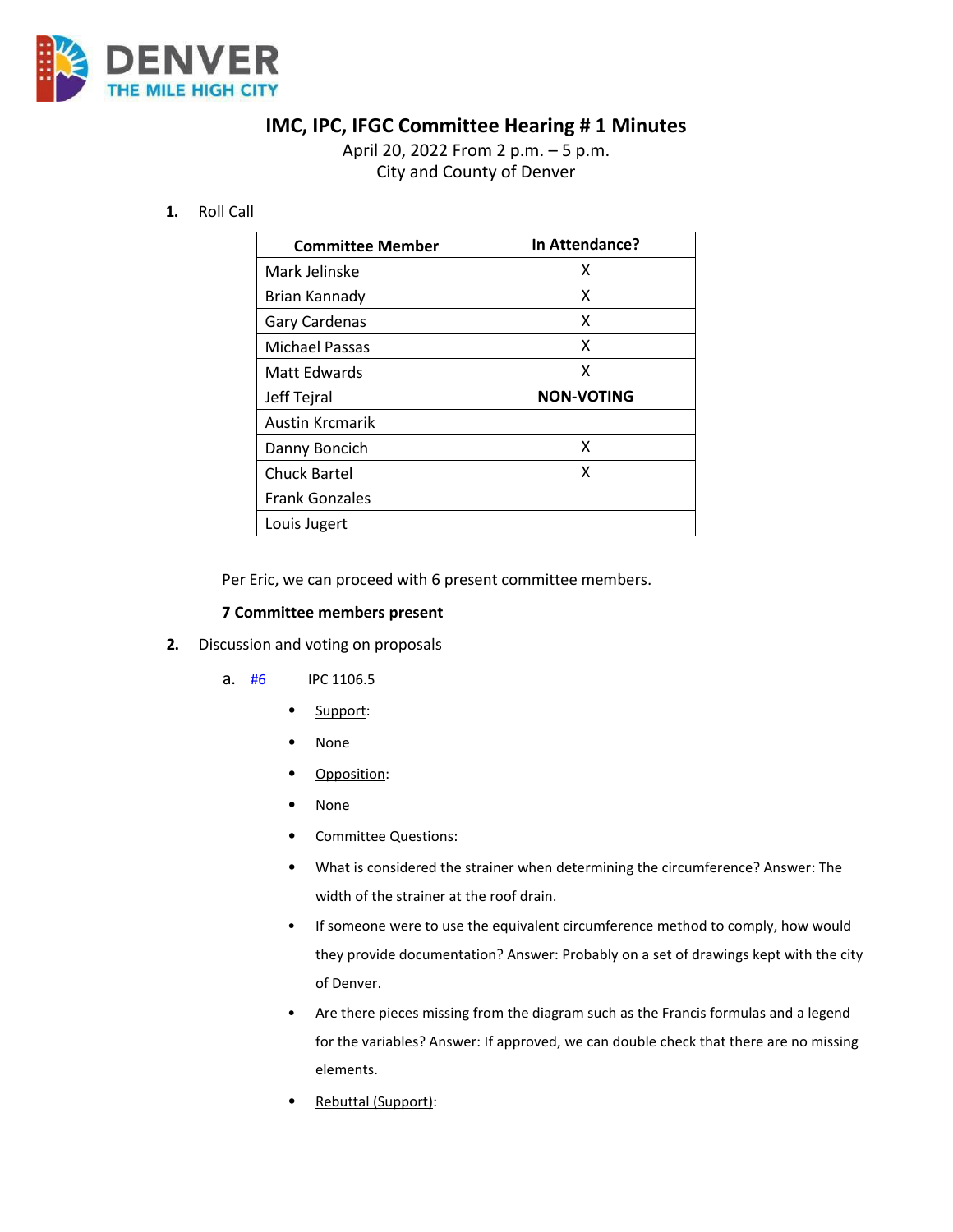# IMC, IPC, IFGC Committee Hearing # 1 Minutes

April 20, 2022 From 2 p.m. – 5 p.m.
City and County of Denver

1. Roll Call

| Committee Member | In Attendance? |
|---|---|
| Mark Jelinske | X |
| Brian Kannady | X |
| Gary Cardenas | X |
| Michael Passas | X |
| Matt Edwards | X |
| Jeff Tejral | **NON-VOTING** |
| Austin Krcmarik | |
| Danny Boncich | X |
| Chuck Bartel | X |
| Frank Gonzales | |
| Louis Jugert | |

Per Eric, we can proceed with 6 present committee members.

**7 Committee members present**

2. Discussion and voting on proposals

   a. #6 IPC 1106.5

   - Support:
   - None
   - Opposition:
   - None
   - Committee Questions:
   - What is considered the strainer when determining the circumference? Answer: The width of the strainer at the roof drain.
   - If someone were to use the equivalent circumference method to comply, how would they provide documentation? Answer: Probably on a set of drawings kept with the city of Denver.
   - Are there pieces missing from the diagram such as the Francis formulas and a legend for the variables? Answer: If approved, we can double check that there are no missing elements.
   - Rebuttal (Support):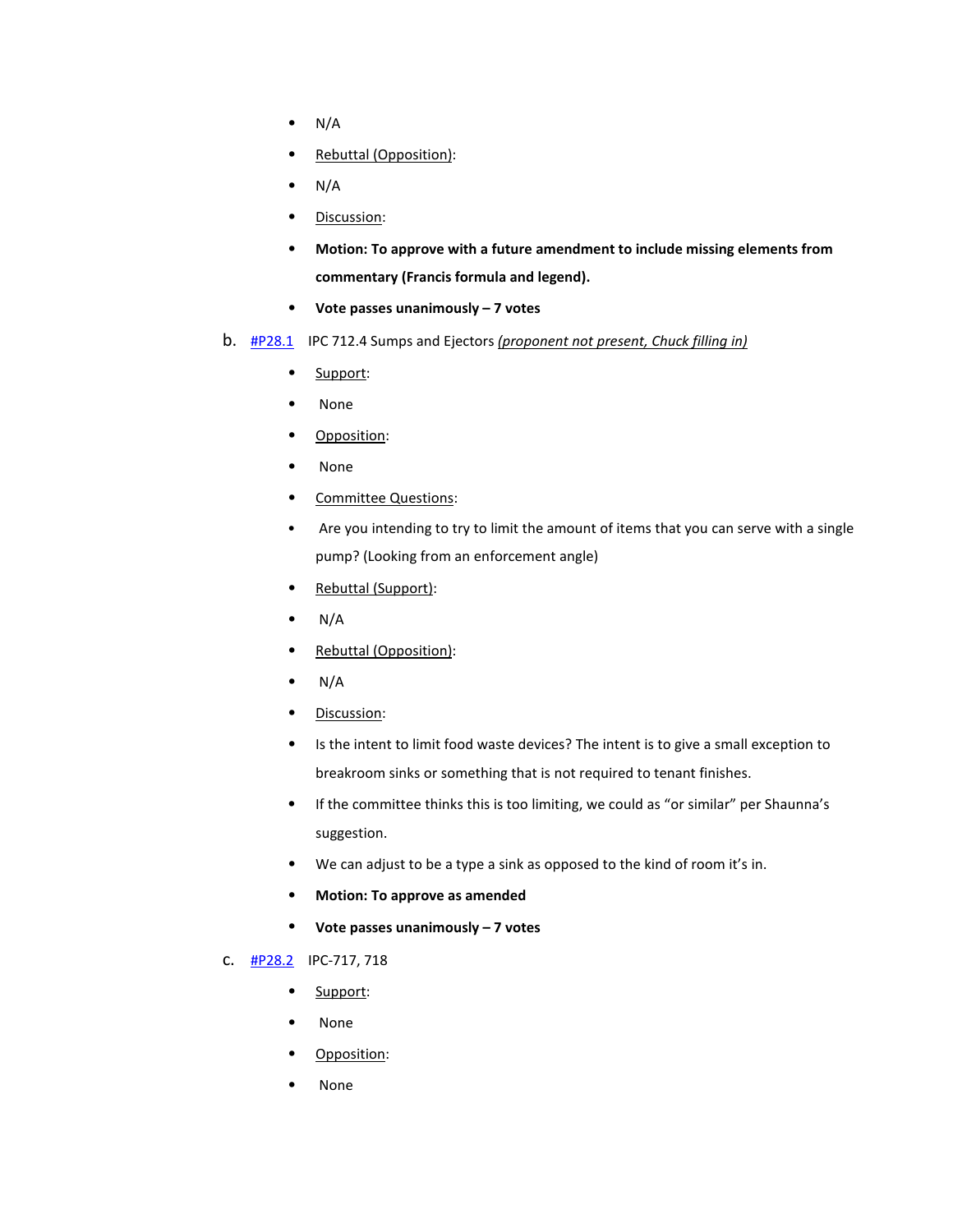- N/A
- <u>Rebuttal (Opposition)</u>:
- N/A
- <u>Discussion</u>:
- **Motion: To approve with a future amendment to include missing elements from commentary (Francis formula and legend).**
- **Vote passes unanimously – 7 votes**

b. [#P28.1](#) IPC 712.4 Sumps and Ejectors *<u>(proponent not present, Chuck filling in)</u>*

- <u>Support</u>:
- None
- <u>Opposition</u>:
- None
- <u>Committee Questions</u>:
- Are you intending to try to limit the amount of items that you can serve with a single pump? (Looking from an enforcement angle)
- <u>Rebuttal (Support)</u>:
- N/A
- <u>Rebuttal (Opposition)</u>:
- N/A
- <u>Discussion</u>:
- Is the intent to limit food waste devices? The intent is to give a small exception to breakroom sinks or something that is not required to tenant finishes.
- If the committee thinks this is too limiting, we could as "or similar" per Shaunna's suggestion.
- We can adjust to be a type a sink as opposed to the kind of room it's in.
- **Motion: To approve as amended**
- **Vote passes unanimously – 7 votes**

c. [#P28.2](#) IPC-717, 718

- <u>Support</u>:
- None
- <u>Opposition</u>:
- None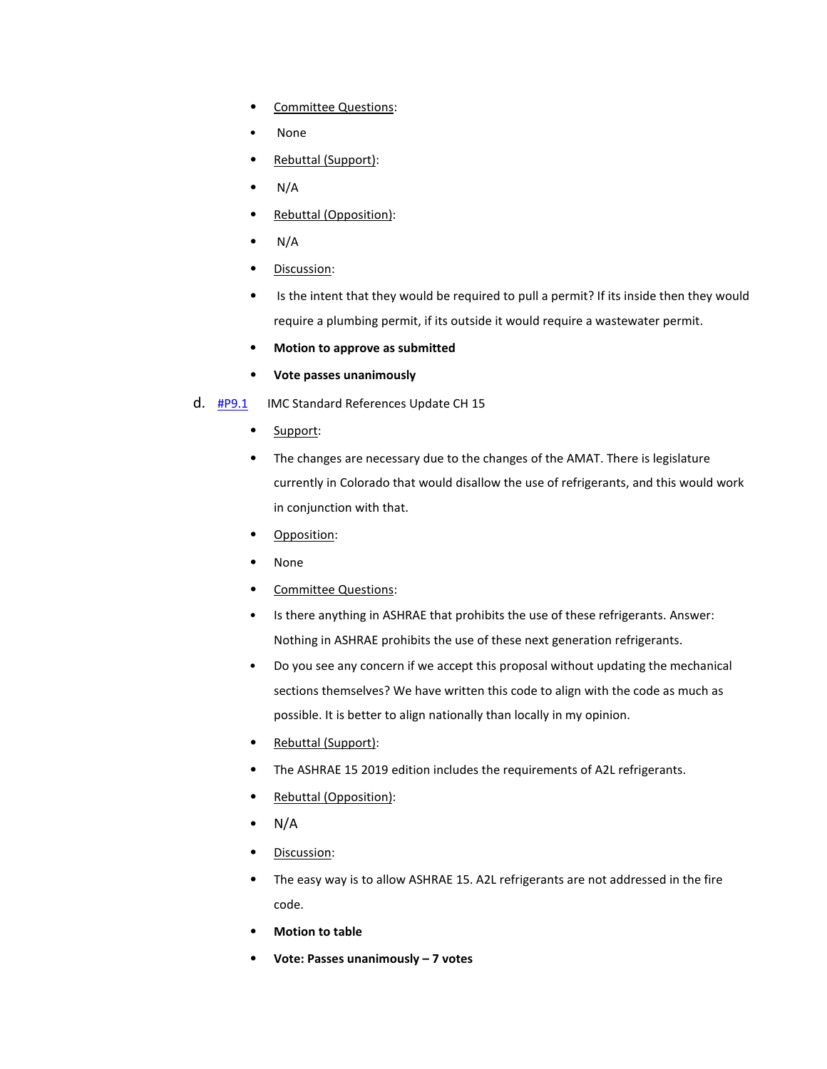- Committee Questions:
- None
- Rebuttal (Support):
- N/A
- Rebuttal (Opposition):
- N/A
- Discussion:
- Is the intent that they would be required to pull a permit? If its inside then they would require a plumbing permit, if its outside it would require a wastewater permit.
- **Motion to approve as submitted**
- **Vote passes unanimously**

d. #P9.1 IMC Standard References Update CH 15

- Support:
- The changes are necessary due to the changes of the AMAT. There is legislature currently in Colorado that would disallow the use of refrigerants, and this would work in conjunction with that.
- Opposition:
- None
- Committee Questions:
- Is there anything in ASHRAE that prohibits the use of these refrigerants. Answer: Nothing in ASHRAE prohibits the use of these next generation refrigerants.
- Do you see any concern if we accept this proposal without updating the mechanical sections themselves? We have written this code to align with the code as much as possible. It is better to align nationally than locally in my opinion.
- Rebuttal (Support):
- The ASHRAE 15 2019 edition includes the requirements of A2L refrigerants.
- Rebuttal (Opposition):
- N/A
- Discussion:
- The easy way is to allow ASHRAE 15. A2L refrigerants are not addressed in the fire code.
- **Motion to table**
- **Vote: Passes unanimously – 7 votes**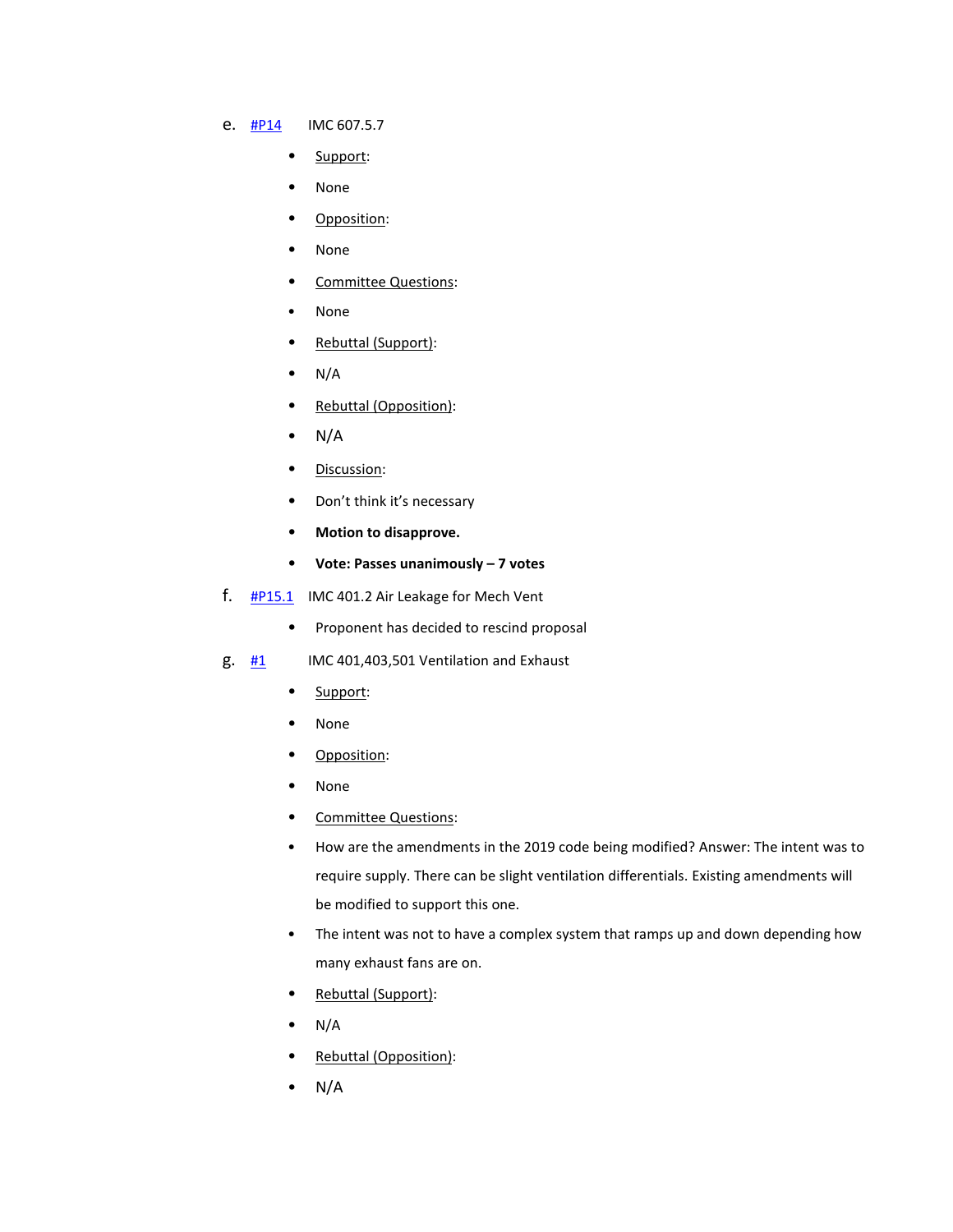e. #P14 IMC 607.5.7

- Support:
- None
- Opposition:
- None
- Committee Questions:
- None
- Rebuttal (Support):
- N/A
- Rebuttal (Opposition):
- N/A
- Discussion:
- Don't think it's necessary
- **Motion to disapprove.**
- **Vote: Passes unanimously – 7 votes**

f. #P15.1 IMC 401.2 Air Leakage for Mech Vent

- Proponent has decided to rescind proposal

g. #1 IMC 401,403,501 Ventilation and Exhaust

- Support:
- None
- Opposition:
- None
- Committee Questions:
- How are the amendments in the 2019 code being modified? Answer: The intent was to require supply. There can be slight ventilation differentials. Existing amendments will be modified to support this one.
- The intent was not to have a complex system that ramps up and down depending how many exhaust fans are on.
- Rebuttal (Support):
- N/A
- Rebuttal (Opposition):
- N/A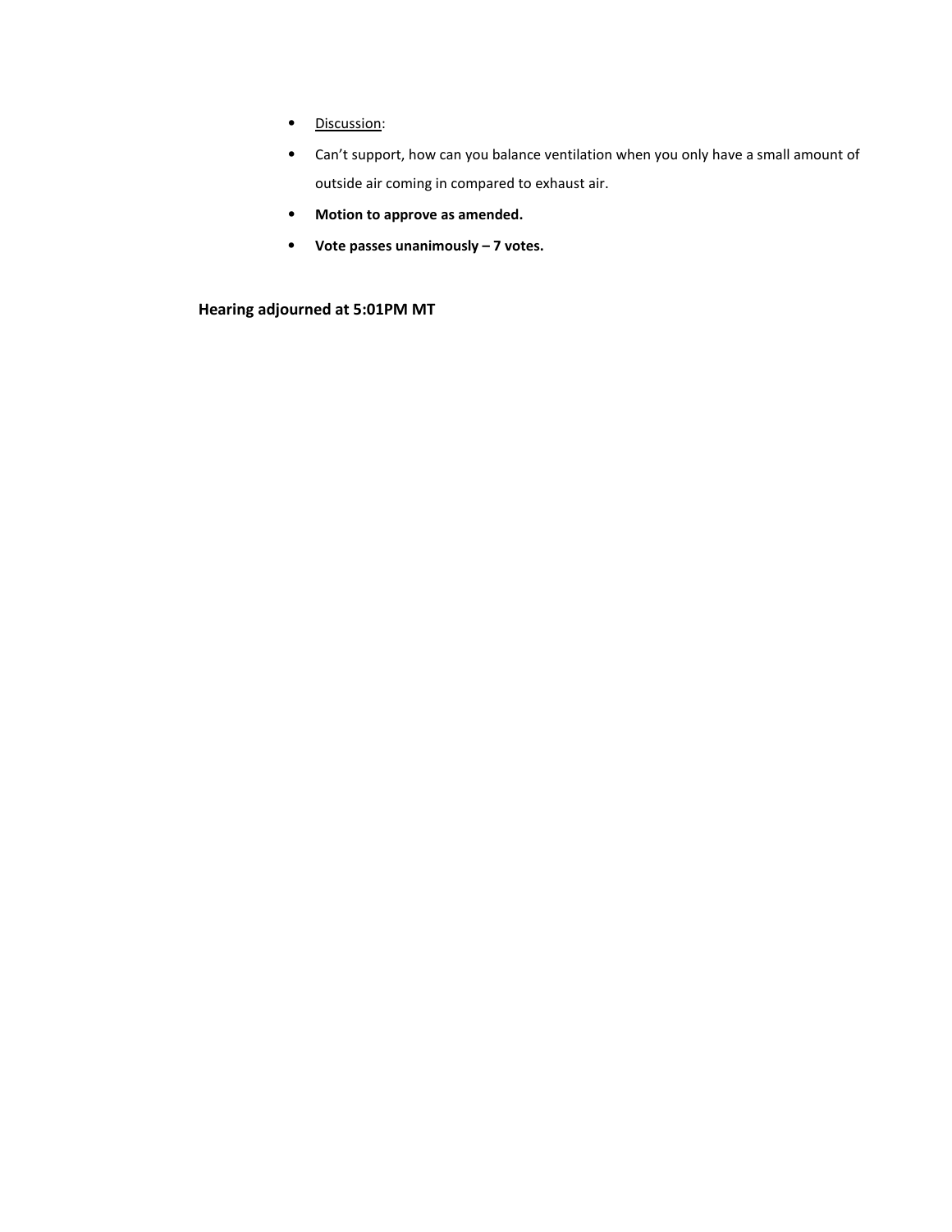- Discussion:
- Can't support, how can you balance ventilation when you only have a small amount of outside air coming in compared to exhaust air.
- **Motion to approve as amended.**
- **Vote passes unanimously – 7 votes.**

**Hearing adjourned at 5:01PM MT**